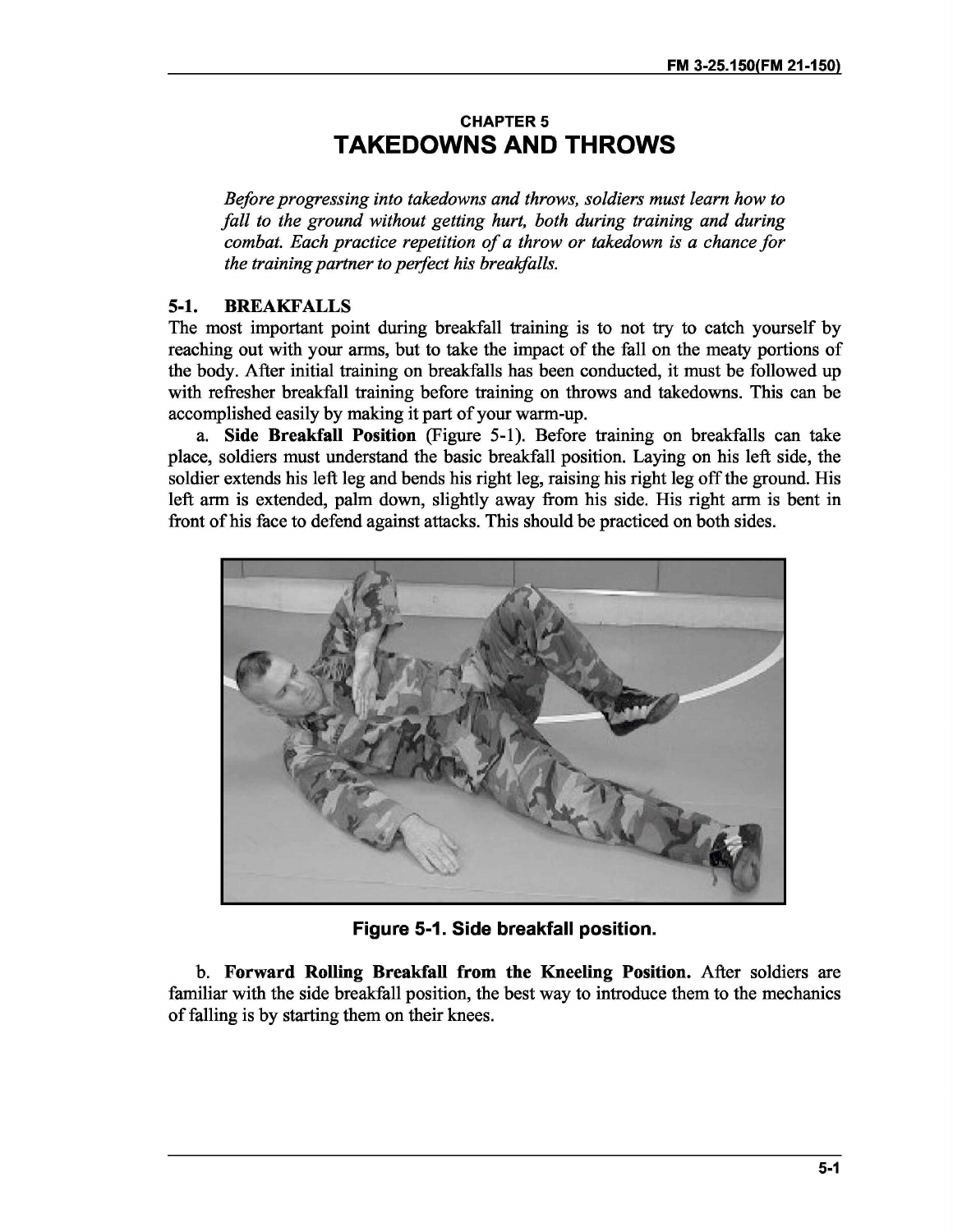# CHAPTER 5
# TAKEDOWNS AND THROWS

*Before progressing into takedowns and throws, soldiers must learn how to fall to the ground without getting hurt, both during training and during combat. Each practice repetition of a throw or takedown is a chance for the training partner to perfect his breakfalls.*

## 5-1. BREAKFALLS

The most important point during breakfall training is to not try to catch yourself by reaching out with your arms, but to take the impact of the fall on the meaty portions of the body. After initial training on breakfalls has been conducted, it must be followed up with refresher breakfall training before training on throws and takedowns. This can be accomplished easily by making it part of your warm-up.

a. **Side Breakfall Position** (Figure 5-1). Before training on breakfalls can take place, soldiers must understand the basic breakfall position. Laying on his left side, the soldier extends his left leg and bends his right leg, raising his right leg off the ground. His left arm is extended, palm down, slightly away from his side. His right arm is bent in front of his face to defend against attacks. This should be practiced on both sides.

**Figure 5-1. Side breakfall position.**

b. **Forward Rolling Breakfall from the Kneeling Position.** After soldiers are familiar with the side breakfall position, the best way to introduce them to the mechanics of falling is by starting them on their knees.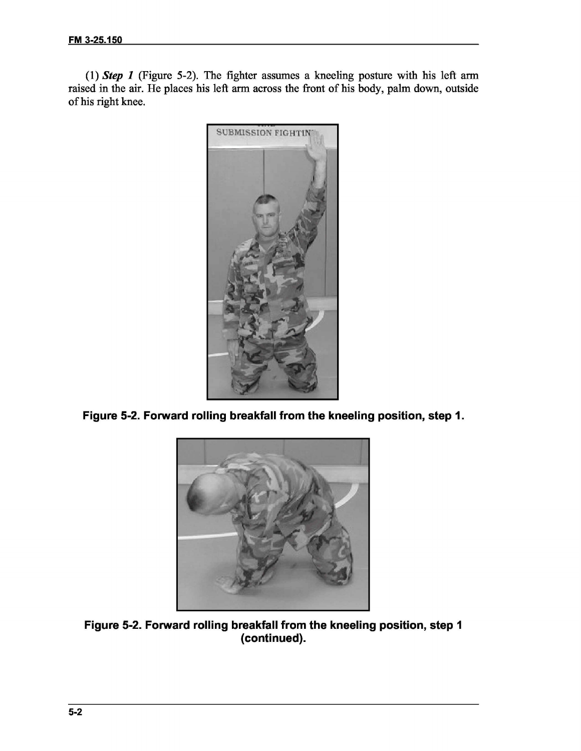(1) ***Step 1*** (Figure 5-2). The fighter assumes a kneeling posture with his left arm raised in the air. He places his left arm across the front of his body, palm down, outside of his right knee.

**Figure 5-2. Forward rolling breakfall from the kneeling position, step 1.**

**Figure 5-2. Forward rolling breakfall from the kneeling position, step 1 (continued).**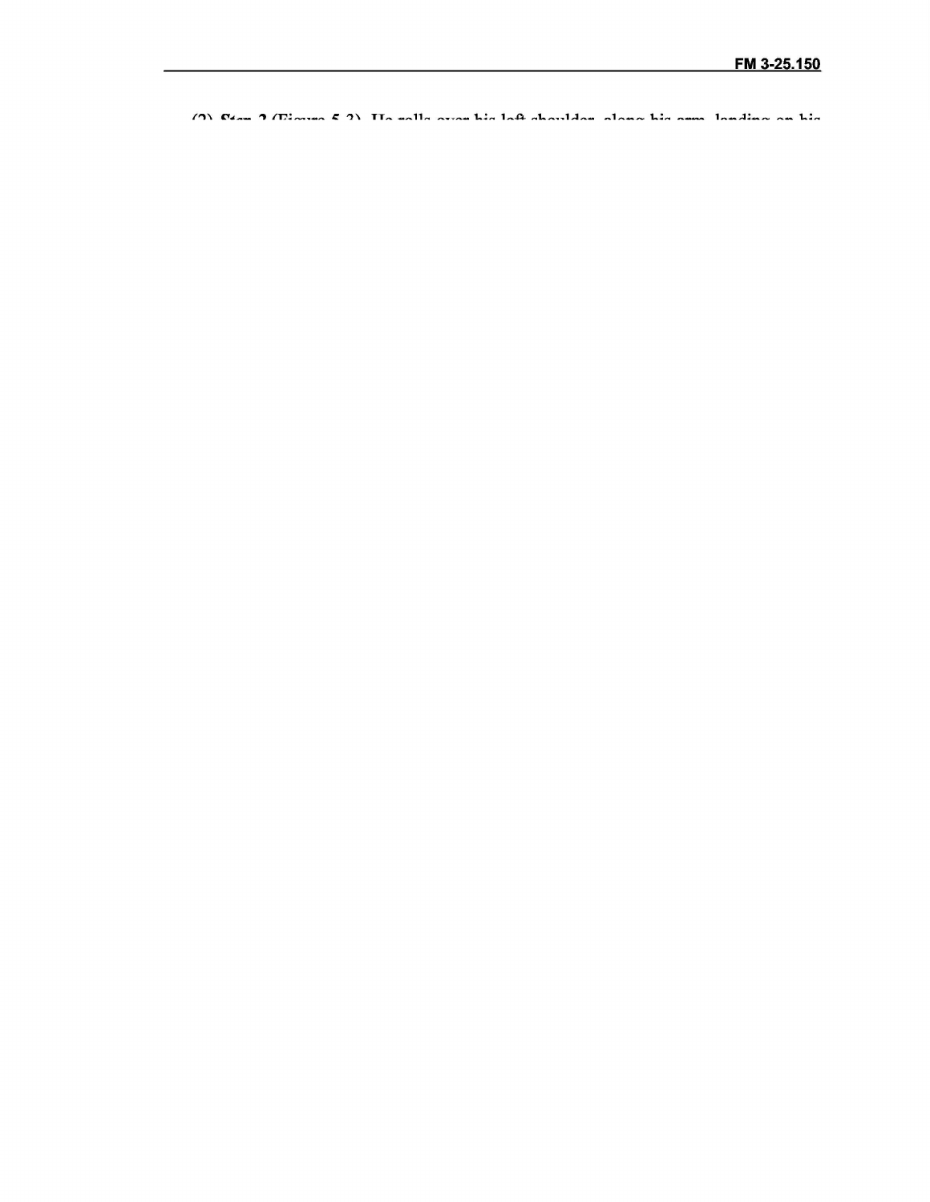(2) **Step 2** (Figure 5-3). He rolls over his left shoulder, along his arm, landing on his